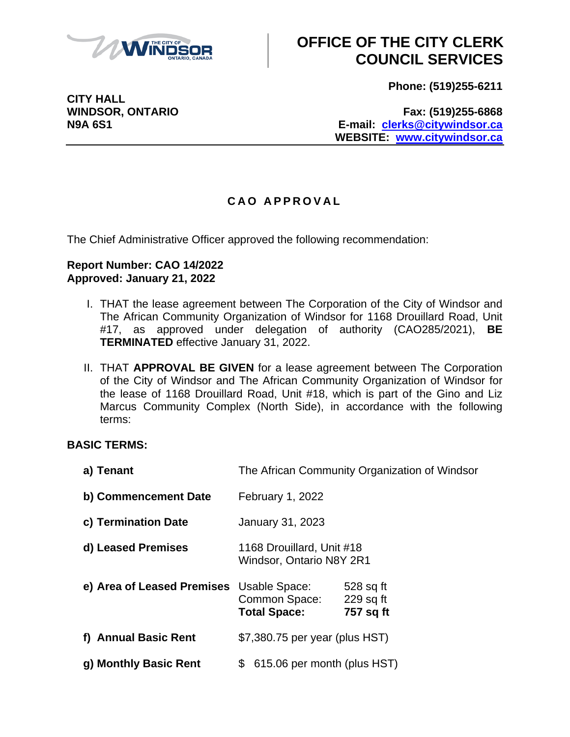# OFFICE OF THE CITY CLERK COUNCIL SERVICES

**CITY HALL**
**WINDSOR, ONTARIO**
**N9A 6S1**

**Phone: (519)255-6211**

**Fax: (519)255-6868**
**E-mail: clerks@citywindsor.ca**
**WEBSITE: www.citywindsor.ca**

## CAO APPROVAL

The Chief Administrative Officer approved the following recommendation:

**Report Number: CAO 14/2022**
**Approved: January 21, 2022**

I. THAT the lease agreement between The Corporation of the City of Windsor and The African Community Organization of Windsor for 1168 Drouillard Road, Unit #17, as approved under delegation of authority (CAO285/2021), **BE TERMINATED** effective January 31, 2022.

II. THAT **APPROVAL BE GIVEN** for a lease agreement between The Corporation of the City of Windsor and The African Community Organization of Windsor for the lease of 1168 Drouillard Road, Unit #18, which is part of the Gino and Liz Marcus Community Complex (North Side), in accordance with the following terms:

**BASIC TERMS:**

| | | |
|---|---|---|
| **a) Tenant** | The African Community Organization of Windsor | |
| **b) Commencement Date** | February 1, 2022 | |
| **c) Termination Date** | January 31, 2023 | |
| **d) Leased Premises** | 1168 Drouillard, Unit #18<br>Windsor, Ontario N8Y 2R1 | |
| **e) Area of Leased Premises** | Usable Space:<br>Common Space:<br>**Total Space:** | 528 sq ft<br>229 sq ft<br>**757 sq ft** |
| **f) Annual Basic Rent** | $7,380.75 per year (plus HST) | |
| **g) Monthly Basic Rent** | $ 615.06 per month (plus HST) | |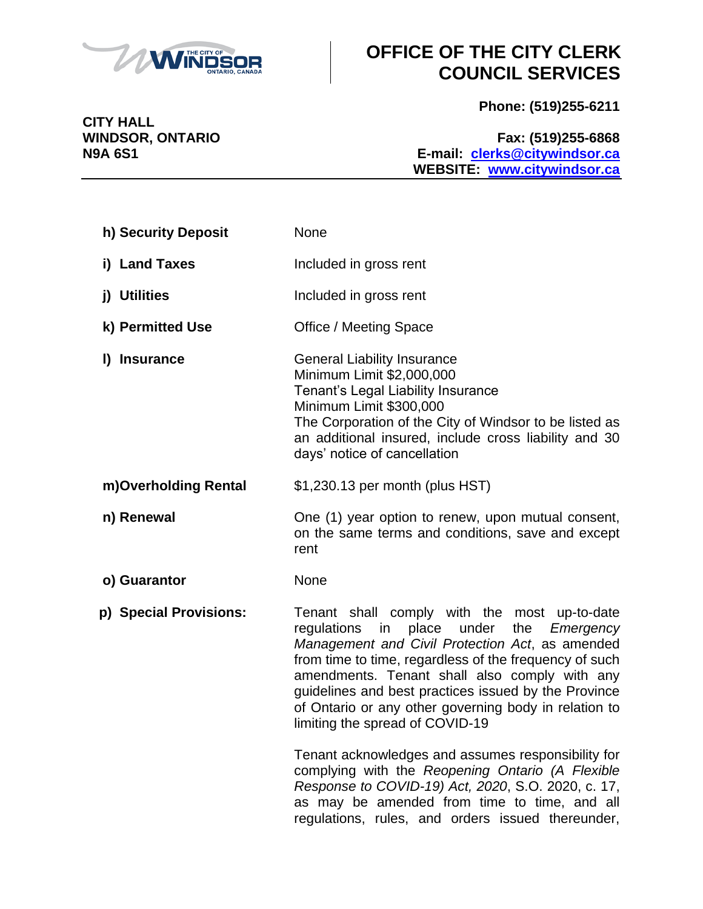# OFFICE OF THE CITY CLERK COUNCIL SERVICES

**CITY HALL**
**WINDSOR, ONTARIO**
**N9A 6S1**

**Phone: (519)255-6211**

**Fax: (519)255-6868**
**E-mail: clerks@citywindsor.ca**
**WEBSITE: www.citywindsor.ca**

| | |
|---|---|
| **h) Security Deposit** | None |
| **i) Land Taxes** | Included in gross rent |
| **j) Utilities** | Included in gross rent |
| **k) Permitted Use** | Office / Meeting Space |
| **l) Insurance** | General Liability Insurance<br>Minimum Limit $2,000,000<br>Tenant's Legal Liability Insurance<br>Minimum Limit $300,000<br>The Corporation of the City of Windsor to be listed as an additional insured, include cross liability and 30 days' notice of cancellation |
| **m)Overholding Rental** | $1,230.13 per month (plus HST) |
| **n) Renewal** | One (1) year option to renew, upon mutual consent, on the same terms and conditions, save and except rent |
| **o) Guarantor** | None |
| **p) Special Provisions:** | Tenant shall comply with the most up-to-date regulations in place under the *Emergency Management and Civil Protection Act*, as amended from time to time, regardless of the frequency of such amendments. Tenant shall also comply with any guidelines and best practices issued by the Province of Ontario or any other governing body in relation to limiting the spread of COVID-19<br><br>Tenant acknowledges and assumes responsibility for complying with the *Reopening Ontario (A Flexible Response to COVID-19) Act, 2020*, S.O. 2020, c. 17, as may be amended from time to time, and all regulations, rules, and orders issued thereunder, |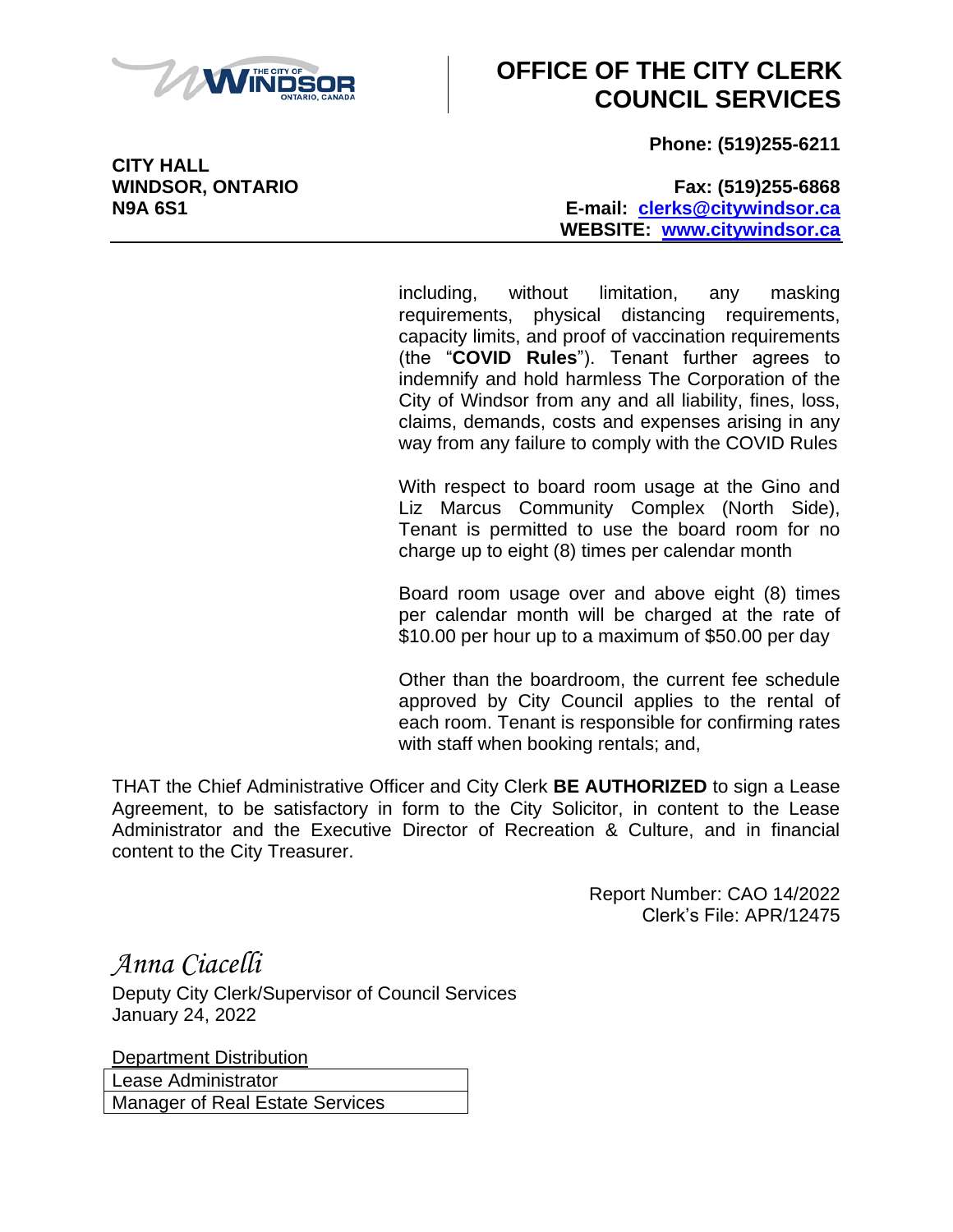including, without limitation, any masking requirements, physical distancing requirements, capacity limits, and proof of vaccination requirements (the "**COVID Rules**"). Tenant further agrees to indemnify and hold harmless The Corporation of the City of Windsor from any and all liability, fines, loss, claims, demands, costs and expenses arising in any way from any failure to comply with the COVID Rules

With respect to board room usage at the Gino and Liz Marcus Community Complex (North Side), Tenant is permitted to use the board room for no charge up to eight (8) times per calendar month

Board room usage over and above eight (8) times per calendar month will be charged at the rate of $10.00 per hour up to a maximum of $50.00 per day

Other than the boardroom, the current fee schedule approved by City Council applies to the rental of each room. Tenant is responsible for confirming rates with staff when booking rentals; and,

THAT the Chief Administrative Officer and City Clerk **BE AUTHORIZED** to sign a Lease Agreement, to be satisfactory in form to the City Solicitor, in content to the Lease Administrator and the Executive Director of Recreation & Culture, and in financial content to the City Treasurer.

Report Number: CAO 14/2022
Clerk's File: APR/12475

*Anna Ciacelli*
Deputy City Clerk/Supervisor of Council Services
January 24, 2022

| Department Distribution |
| --- |
| Lease Administrator |
| Manager of Real Estate Services |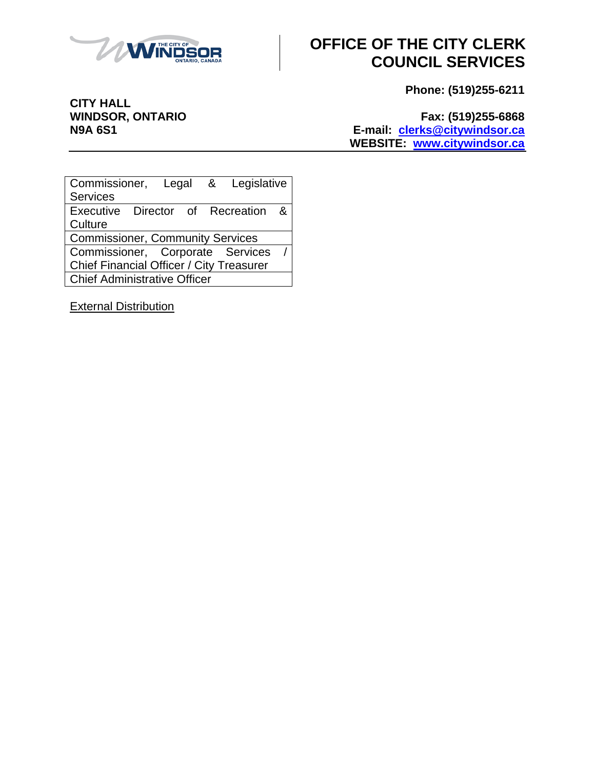# OFFICE OF THE CITY CLERK
# COUNCIL SERVICES

**Phone: (519)255-6211**

**CITY HALL**
**WINDSOR, ONTARIO**
**N9A 6S1**

**Fax: (519)255-6868**
**E-mail: clerks@citywindsor.ca**
**WEBSITE: www.citywindsor.ca**

| |
|---|
| Commissioner, Legal & Legislative Services |
| Executive Director of Recreation & Culture |
| Commissioner, Community Services |
| Commissioner, Corporate Services / Chief Financial Officer / City Treasurer |
| Chief Administrative Officer |

External Distribution